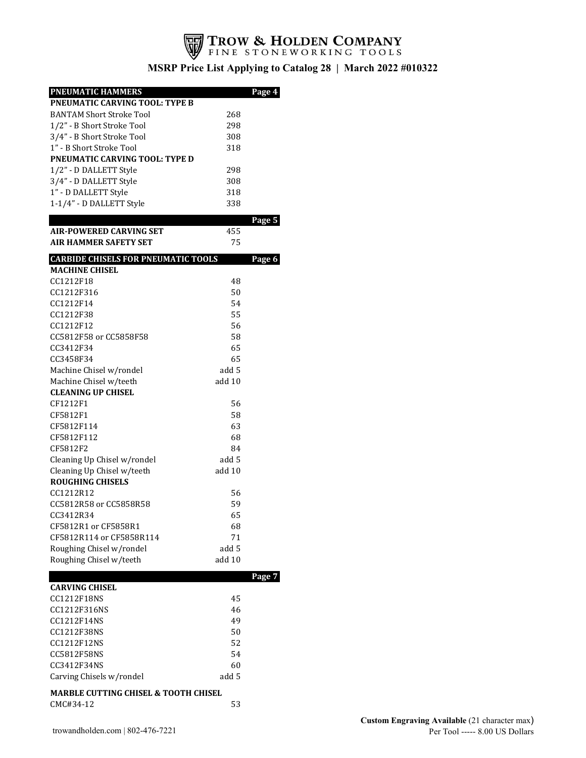# TROW & HOLDEN COMPANY

FINE STONEWORKING TOOLS

## MSRP Price List Applying to Catalog 28 | March 2022 #010322

| PNEUMATIC HAMMERS | | Page 4 |
|---|---|---|
| **PNEUMATIC CARVING TOOL: TYPE B** | | |
| BANTAM Short Stroke Tool | 268 | |
| 1/2" - B Short Stroke Tool | 298 | |
| 3/4" - B Short Stroke Tool | 308 | |
| 1" - B Short Stroke Tool | 318 | |
| **PNEUMATIC CARVING TOOL: TYPE D** | | |
| 1/2" - D DALLETT Style | 298 | |
| 3/4" - D DALLETT Style | 308 | |
| 1" - D DALLETT Style | 318 | |
| 1-1/4" - D DALLETT Style | 338 | |

| | | Page 5 |
|---|---|---|
| **AIR-POWERED CARVING SET** | 455 | |
| **AIR HAMMER SAFETY SET** | 75 | |

| CARBIDE CHISELS FOR PNEUMATIC TOOLS | | Page 6 |
|---|---|---|
| **MACHINE CHISEL** | | |
| CC1212F18 | 48 | |
| CC1212F316 | 50 | |
| CC1212F14 | 54 | |
| CC1212F38 | 55 | |
| CC1212F12 | 56 | |
| CC5812F58 or CC5858F58 | 58 | |
| CC3412F34 | 65 | |
| CC3458F34 | 65 | |
| Machine Chisel w/rondel | add 5 | |
| Machine Chisel w/teeth | add 10 | |
| **CLEANING UP CHISEL** | | |
| CF1212F1 | 56 | |
| CF5812F1 | 58 | |
| CF5812F114 | 63 | |
| CF5812F112 | 68 | |
| CF5812F2 | 84 | |
| Cleaning Up Chisel w/rondel | add 5 | |
| Cleaning Up Chisel w/teeth | add 10 | |
| **ROUGHING CHISELS** | | |
| CC1212R12 | 56 | |
| CC5812R58 or CC5858R58 | 59 | |
| CC3412R34 | 65 | |
| CF5812R1 or CF5858R1 | 68 | |
| CF5812R114 or CF5858R114 | 71 | |
| Roughing Chisel w/rondel | add 5 | |
| Roughing Chisel w/teeth | add 10 | |

| | | Page 7 |
|---|---|---|
| **CARVING CHISEL** | | |
| CC1212F18NS | 45 | |
| CC1212F316NS | 46 | |
| CC1212F14NS | 49 | |
| CC1212F38NS | 50 | |
| CC1212F12NS | 52 | |
| CC5812F58NS | 54 | |
| CC3412F34NS | 60 | |
| Carving Chisels w/rondel | add 5 | |
| **MARBLE CUTTING CHISEL & TOOTH CHISEL** | | |
| CMC#34-12 | 53 | |

trowandholden.com | 802-476-7221

**Custom Engraving Available** (21 character max)
Per Tool ----- 8.00 US Dollars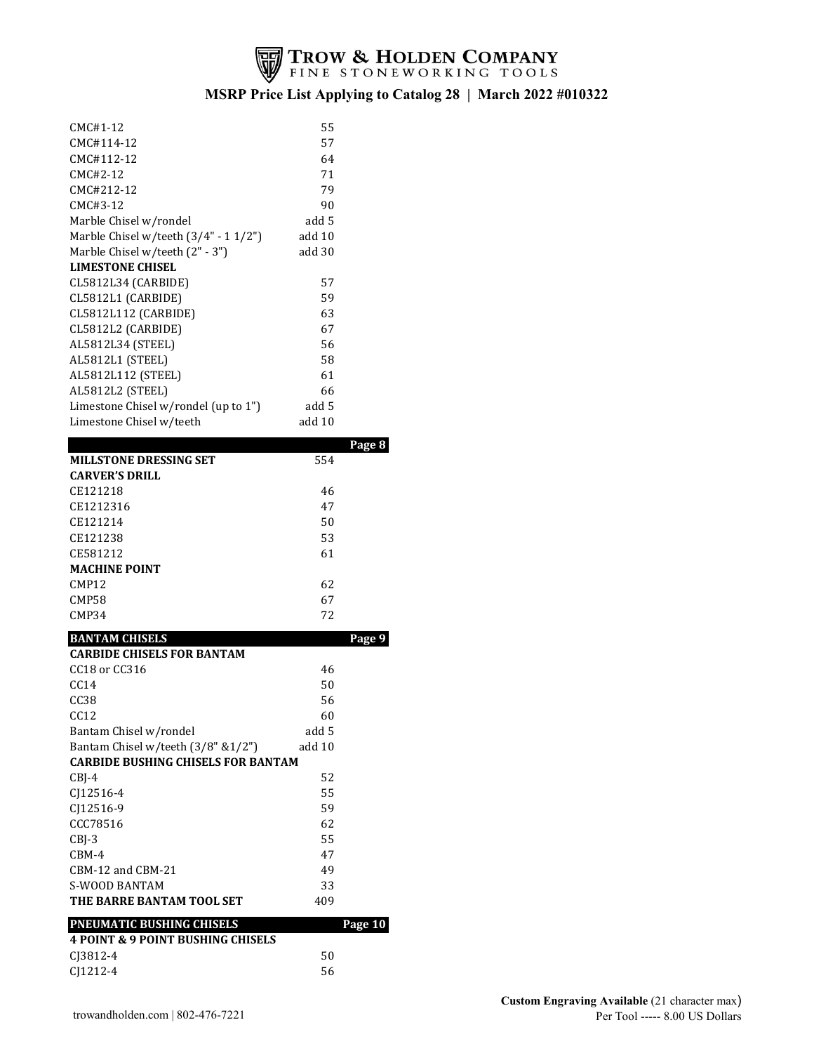# TROW & HOLDEN COMPANY
FINE STONEWORKING TOOLS

**MSRP Price List Applying to Catalog 28 | March 2022 #010322**

| | | |
|---|---|---|
| CMC#1-12 | 55 | |
| CMC#114-12 | 57 | |
| CMC#112-12 | 64 | |
| CMC#2-12 | 71 | |
| CMC#212-12 | 79 | |
| CMC#3-12 | 90 | |
| Marble Chisel w/rondel | add 5 | |
| Marble Chisel w/teeth (3/4" - 1 1/2") | add 10 | |
| Marble Chisel w/teeth (2" - 3") | add 30 | |
| **LIMESTONE CHISEL** | | |
| CL5812L34 (CARBIDE) | 57 | |
| CL5812L1 (CARBIDE) | 59 | |
| CL5812L112 (CARBIDE) | 63 | |
| CL5812L2 (CARBIDE) | 67 | |
| AL5812L34 (STEEL) | 56 | |
| AL5812L1 (STEEL) | 58 | |
| AL5812L112 (STEEL) | 61 | |
| AL5812L2 (STEEL) | 66 | |
| Limestone Chisel w/rondel (up to 1") | add 5 | |
| Limestone Chisel w/teeth | add 10 | |
| | | **Page 8** |
| **MILLSTONE DRESSING SET** | 554 | |
| **CARVER'S DRILL** | | |
| CE121218 | 46 | |
| CE1212316 | 47 | |
| CE121214 | 50 | |
| CE121238 | 53 | |
| CE581212 | 61 | |
| **MACHINE POINT** | | |
| CMP12 | 62 | |
| CMP58 | 67 | |
| CMP34 | 72 | |
| **BANTAM CHISELS** | | **Page 9** |
| **CARBIDE CHISELS FOR BANTAM** | | |
| CC18 or CC316 | 46 | |
| CC14 | 50 | |
| CC38 | 56 | |
| CC12 | 60 | |
| Bantam Chisel w/rondel | add 5 | |
| Bantam Chisel w/teeth (3/8" &1/2") | add 10 | |
| **CARBIDE BUSHING CHISELS FOR BANTAM** | | |
| CBJ-4 | 52 | |
| CJ12516-4 | 55 | |
| CJ12516-9 | 59 | |
| CCC78516 | 62 | |
| CBJ-3 | 55 | |
| CBM-4 | 47 | |
| CBM-12 and CBM-21 | 49 | |
| S-WOOD BANTAM | 33 | |
| **THE BARRE BANTAM TOOL SET** | 409 | |
| **PNEUMATIC BUSHING CHISELS** | | **Page 10** |
| **4 POINT & 9 POINT BUSHING CHISELS** | | |
| CJ3812-4 | 50 | |
| CJ1212-4 | 56 | |

trowandholden.com | 802-476-7221

**Custom Engraving Available** (21 character max)
Per Tool ----- 8.00 US Dollars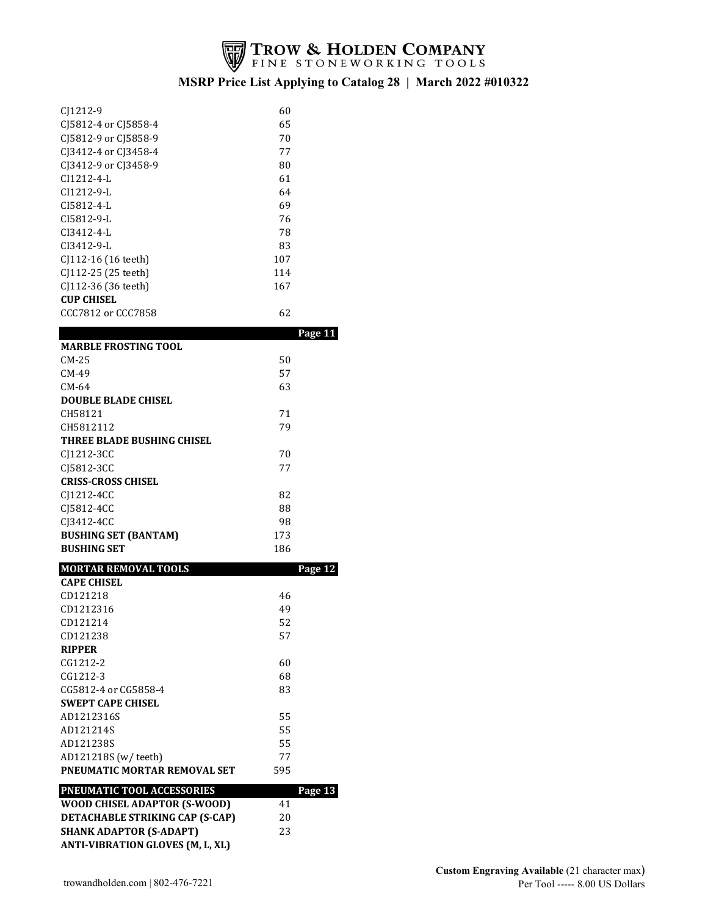# TROW & HOLDEN COMPANY
FINE STONEWORKING TOOLS

## MSRP Price List Applying to Catalog 28 | March 2022 #010322

| | |
|---|---|
| CJ1212-9 | 60 |
| CJ5812-4 or CJ5858-4 | 65 |
| CJ5812-9 or CJ5858-9 | 70 |
| CJ3412-4 or CJ3458-4 | 77 |
| CJ3412-9 or CJ3458-9 | 80 |
| CI1212-4-L | 61 |
| CI1212-9-L | 64 |
| CI5812-4-L | 69 |
| CI5812-9-L | 76 |
| CI3412-4-L | 78 |
| CI3412-9-L | 83 |
| CJ112-16 (16 teeth) | 107 |
| CJ112-25 (25 teeth) | 114 |
| CJ112-36 (36 teeth) | 167 |
| **CUP CHISEL** | |
| CCC7812 or CCC7858 | 62 |

| | **Page 11** |
|---|---|
| **MARBLE FROSTING TOOL** | |
| CM-25 | 50 |
| CM-49 | 57 |
| CM-64 | 63 |
| **DOUBLE BLADE CHISEL** | |
| CH58121 | 71 |
| CH5812112 | 79 |
| **THREE BLADE BUSHING CHISEL** | |
| CJ1212-3CC | 70 |
| CJ5812-3CC | 77 |
| **CRISS-CROSS CHISEL** | |
| CJ1212-4CC | 82 |
| CJ5812-4CC | 88 |
| CJ3412-4CC | 98 |
| **BUSHING SET (BANTAM)** | 173 |
| **BUSHING SET** | 186 |

| **MORTAR REMOVAL TOOLS** | **Page 12** |
|---|---|
| **CAPE CHISEL** | |
| CD121218 | 46 |
| CD1212316 | 49 |
| CD121214 | 52 |
| CD121238 | 57 |
| **RIPPER** | |
| CG1212-2 | 60 |
| CG1212-3 | 68 |
| CG5812-4 or CG5858-4 | 83 |
| **SWEPT CAPE CHISEL** | |
| AD1212316S | 55 |
| AD121214S | 55 |
| AD121238S | 55 |
| AD121218S (w/ teeth) | 77 |
| **PNEUMATIC MORTAR REMOVAL SET** | 595 |

| **PNEUMATIC TOOL ACCESSORIES** | **Page 13** |
|---|---|
| **WOOD CHISEL ADAPTOR (S-WOOD)** | 41 |
| **DETACHABLE STRIKING CAP (S-CAP)** | 20 |
| **SHANK ADAPTOR (S-ADAPT)** | 23 |
| **ANTI-VIBRATION GLOVES (M, L, XL)** | |

trowandholden.com | 802-476-7221

**Custom Engraving Available** (21 character max)
Per Tool ----- 8.00 US Dollars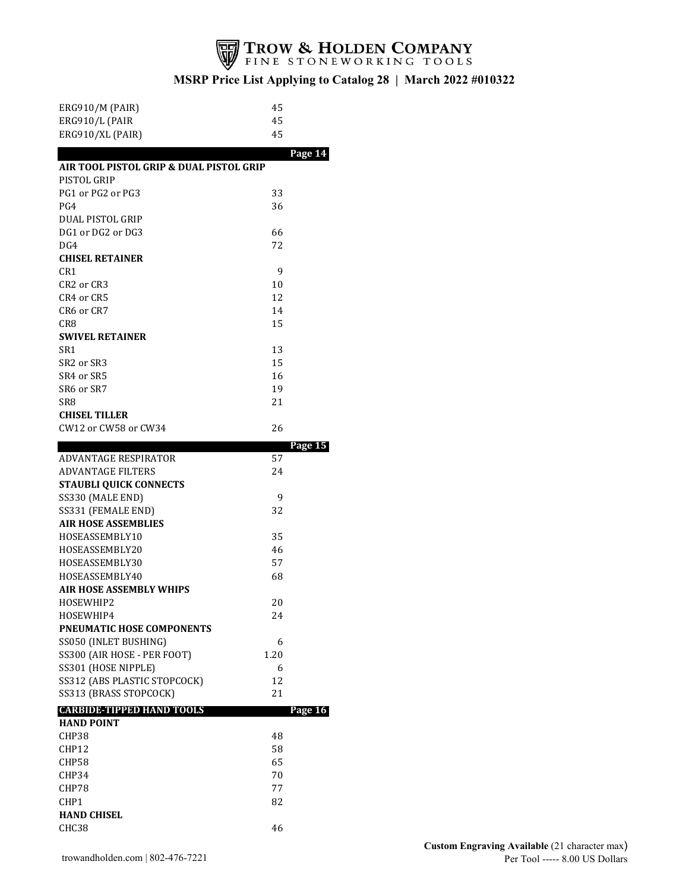# TROW & HOLDEN COMPANY
FINE STONEWORKING TOOLS

## MSRP Price List Applying to Catalog 28 | March 2022 #010322

| | |
|---|---|
| ERG910/M (PAIR) | 45 |
| ERG910/L (PAIR | 45 |
| ERG910/XL (PAIR) | 45 |
| | **Page 14** |
| **AIR TOOL PISTOL GRIP & DUAL PISTOL GRIP** | |
| PISTOL GRIP | |
| PG1 or PG2 or PG3 | 33 |
| PG4 | 36 |
| DUAL PISTOL GRIP | |
| DG1 or DG2 or DG3 | 66 |
| DG4 | 72 |
| **CHISEL RETAINER** | |
| CR1 | 9 |
| CR2 or CR3 | 10 |
| CR4 or CR5 | 12 |
| CR6 or CR7 | 14 |
| CR8 | 15 |
| **SWIVEL RETAINER** | |
| SR1 | 13 |
| SR2 or SR3 | 15 |
| SR4 or SR5 | 16 |
| SR6 or SR7 | 19 |
| SR8 | 21 |
| **CHISEL TILLER** | |
| CW12 or CW58 or CW34 | 26 |
| | **Page 15** |
| ADVANTAGE RESPIRATOR | 57 |
| ADVANTAGE FILTERS | 24 |
| **STAUBLI QUICK CONNECTS** | |
| SS330 (MALE END) | 9 |
| SS331 (FEMALE END) | 32 |
| **AIR HOSE ASSEMBLIES** | |
| HOSEASSEMBLY10 | 35 |
| HOSEASSEMBLY20 | 46 |
| HOSEASSEMBLY30 | 57 |
| HOSEASSEMBLY40 | 68 |
| **AIR HOSE ASSEMBLY WHIPS** | |
| HOSEWHIP2 | 20 |
| HOSEWHIP4 | 24 |
| **PNEUMATIC HOSE COMPONENTS** | |
| SS050 (INLET BUSHING) | 6 |
| SS300 (AIR HOSE - PER FOOT) | 1.20 |
| SS301 (HOSE NIPPLE) | 6 |
| SS312 (ABS PLASTIC STOPCOCK) | 12 |
| SS313 (BRASS STOPCOCK) | 21 |
| **CARBIDE-TIPPED HAND TOOLS** | **Page 16** |
| **HAND POINT** | |
| CHP38 | 48 |
| CHP12 | 58 |
| CHP58 | 65 |
| CHP34 | 70 |
| CHP78 | 77 |
| CHP1 | 82 |
| **HAND CHISEL** | |
| CHC38 | 46 |

trowandholden.com | 802-476-7221

**Custom Engraving Available** (21 character max)
Per Tool ----- 8.00 US Dollars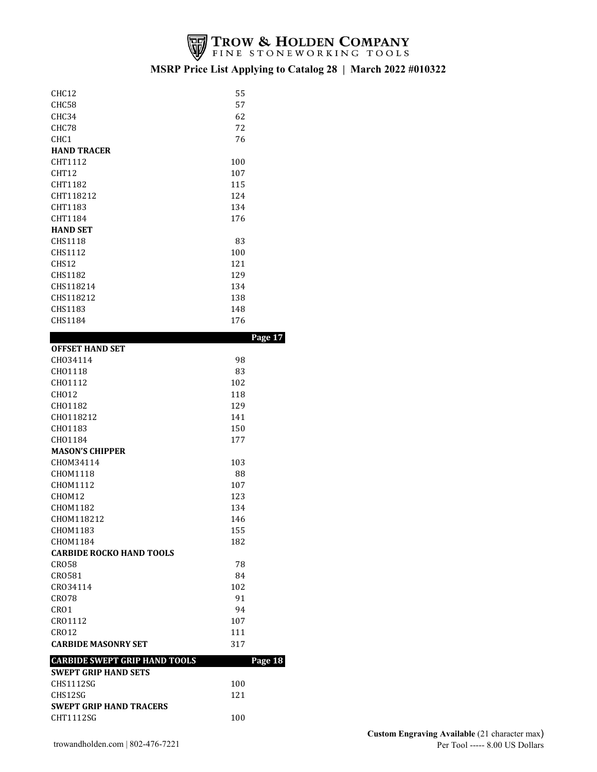# TROW & HOLDEN COMPANY
FINE STONEWORKING TOOLS

## MSRP Price List Applying to Catalog 28 | March 2022 #010322

| | |
|---|---|
| CHC12 | 55 |
| CHC58 | 57 |
| CHC34 | 62 |
| CHC78 | 72 |
| CHC1 | 76 |
| **HAND TRACER** | |
| CHT1112 | 100 |
| CHT12 | 107 |
| CHT1182 | 115 |
| CHT118212 | 124 |
| CHT1183 | 134 |
| CHT1184 | 176 |
| **HAND SET** | |
| CHS1118 | 83 |
| CHS1112 | 100 |
| CHS12 | 121 |
| CHS1182 | 129 |
| CHS118214 | 134 |
| CHS118212 | 138 |
| CHS1183 | 148 |
| CHS1184 | 176 |
| | **Page 17** |
| **OFFSET HAND SET** | |
| CHO34114 | 98 |
| CHO1118 | 83 |
| CHO1112 | 102 |
| CHO12 | 118 |
| CHO1182 | 129 |
| CHO118212 | 141 |
| CHO1183 | 150 |
| CHO1184 | 177 |
| **MASON'S CHIPPER** | |
| CHOM34114 | 103 |
| CHOM1118 | 88 |
| CHOM1112 | 107 |
| CHOM12 | 123 |
| CHOM1182 | 134 |
| CHOM118212 | 146 |
| CHOM1183 | 155 |
| CHOM1184 | 182 |
| **CARBIDE ROCKO HAND TOOLS** | |
| CRO58 | 78 |
| CRO581 | 84 |
| CRO34114 | 102 |
| CRO78 | 91 |
| CRO1 | 94 |
| CRO1112 | 107 |
| CRO12 | 111 |
| **CARBIDE MASONRY SET** | 317 |
| **CARBIDE SWEPT GRIP HAND TOOLS** | **Page 18** |
| **SWEPT GRIP HAND SETS** | |
| CHS1112SG | 100 |
| CHS12SG | 121 |
| **SWEPT GRIP HAND TRACERS** | |
| CHT1112SG | 100 |

trowandholden.com | 802-476-7221

**Custom Engraving Available** (21 character max)
Per Tool ----- 8.00 US Dollars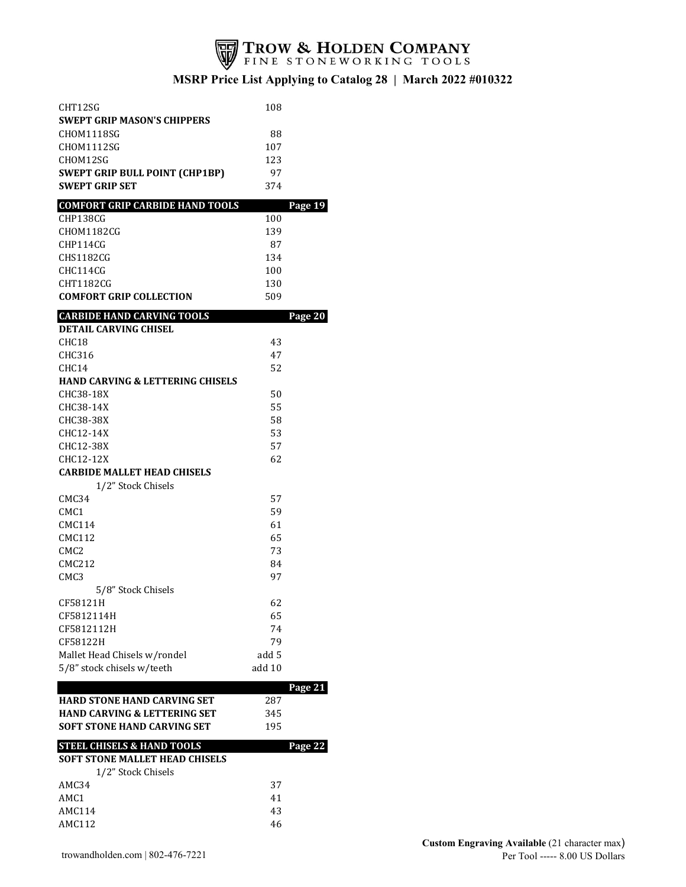# TROW & HOLDEN COMPANY
FINE STONEWORKING TOOLS

**MSRP Price List Applying to Catalog 28 | March 2022 #010322**

| Item | Price | |
|---|---|---|
| CHT12SG | 108 | |
| **SWEPT GRIP MASON'S CHIPPERS** | | |
| CHOM1118SG | 88 | |
| CHOM1112SG | 107 | |
| CHOM12SG | 123 | |
| **SWEPT GRIP BULL POINT (CHP1BP)** | 97 | |
| **SWEPT GRIP SET** | 374 | |
| **COMFORT GRIP CARBIDE HAND TOOLS** | | **Page 19** |
| CHP138CG | 100 | |
| CHOM1182CG | 139 | |
| CHP114CG | 87 | |
| CHS1182CG | 134 | |
| CHC114CG | 100 | |
| CHT1182CG | 130 | |
| **COMFORT GRIP COLLECTION** | 509 | |
| **CARBIDE HAND CARVING TOOLS** | | **Page 20** |
| **DETAIL CARVING CHISEL** | | |
| CHC18 | 43 | |
| CHC316 | 47 | |
| CHC14 | 52 | |
| **HAND CARVING & LETTERING CHISELS** | | |
| CHC38-18X | 50 | |
| CHC38-14X | 55 | |
| CHC38-38X | 58 | |
| CHC12-14X | 53 | |
| CHC12-38X | 57 | |
| CHC12-12X | 62 | |
| **CARBIDE MALLET HEAD CHISELS** | | |
| 1/2" Stock Chisels | | |
| CMC34 | 57 | |
| CMC1 | 59 | |
| CMC114 | 61 | |
| CMC112 | 65 | |
| CMC2 | 73 | |
| CMC212 | 84 | |
| CMC3 | 97 | |
| 5/8" Stock Chisels | | |
| CF58121H | 62 | |
| CF5812114H | 65 | |
| CF5812112H | 74 | |
| CF58122H | 79 | |
| Mallet Head Chisels w/rondel | add 5 | |
| 5/8" stock chisels w/teeth | add 10 | |
| | | **Page 21** |
| **HARD STONE HAND CARVING SET** | 287 | |
| **HAND CARVING & LETTERING SET** | 345 | |
| **SOFT STONE HAND CARVING SET** | 195 | |
| **STEEL CHISELS & HAND TOOLS** | | **Page 22** |
| **SOFT STONE MALLET HEAD CHISELS** | | |
| 1/2" Stock Chisels | | |
| AMC34 | 37 | |
| AMC1 | 41 | |
| AMC114 | 43 | |
| AMC112 | 46 | |

trowandholden.com | 802-476-7221

**Custom Engraving Available** (21 character max)
Per Tool ----- 8.00 US Dollars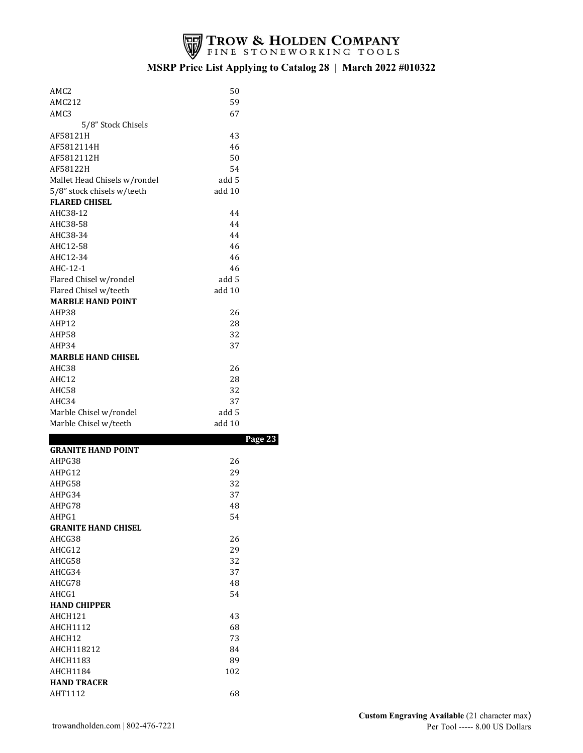# TROW & HOLDEN COMPANY
FINE STONEWORKING TOOLS

## MSRP Price List Applying to Catalog 28 | March 2022 #010322

| | |
|---|---|
| AMC2 | 50 |
| AMC212 | 59 |
| AMC3 | 67 |
| 5/8" Stock Chisels | |
| AF58121H | 43 |
| AF5812114H | 46 |
| AF5812112H | 50 |
| AF58122H | 54 |
| Mallet Head Chisels w/rondel | add 5 |
| 5/8" stock chisels w/teeth | add 10 |
| **FLARED CHISEL** | |
| AHC38-12 | 44 |
| AHC38-58 | 44 |
| AHC38-34 | 44 |
| AHC12-58 | 46 |
| AHC12-34 | 46 |
| AHC-12-1 | 46 |
| Flared Chisel w/rondel | add 5 |
| Flared Chisel w/teeth | add 10 |
| **MARBLE HAND POINT** | |
| AHP38 | 26 |
| AHP12 | 28 |
| AHP58 | 32 |
| AHP34 | 37 |
| **MARBLE HAND CHISEL** | |
| AHC38 | 26 |
| AHC12 | 28 |
| AHC58 | 32 |
| AHC34 | 37 |
| Marble Chisel w/rondel | add 5 |
| Marble Chisel w/teeth | add 10 |

**Page 23**

| | |
|---|---|
| **GRANITE HAND POINT** | |
| AHPG38 | 26 |
| AHPG12 | 29 |
| AHPG58 | 32 |
| AHPG34 | 37 |
| AHPG78 | 48 |
| AHPG1 | 54 |
| **GRANITE HAND CHISEL** | |
| AHCG38 | 26 |
| AHCG12 | 29 |
| AHCG58 | 32 |
| AHCG34 | 37 |
| AHCG78 | 48 |
| AHCG1 | 54 |
| **HAND CHIPPER** | |
| AHCH121 | 43 |
| AHCH1112 | 68 |
| AHCH12 | 73 |
| AHCH118212 | 84 |
| AHCH1183 | 89 |
| AHCH1184 | 102 |
| **HAND TRACER** | |
| AHT1112 | 68 |

trowandholden.com | 802-476-7221

**Custom Engraving Available** (21 character max)
Per Tool ----- 8.00 US Dollars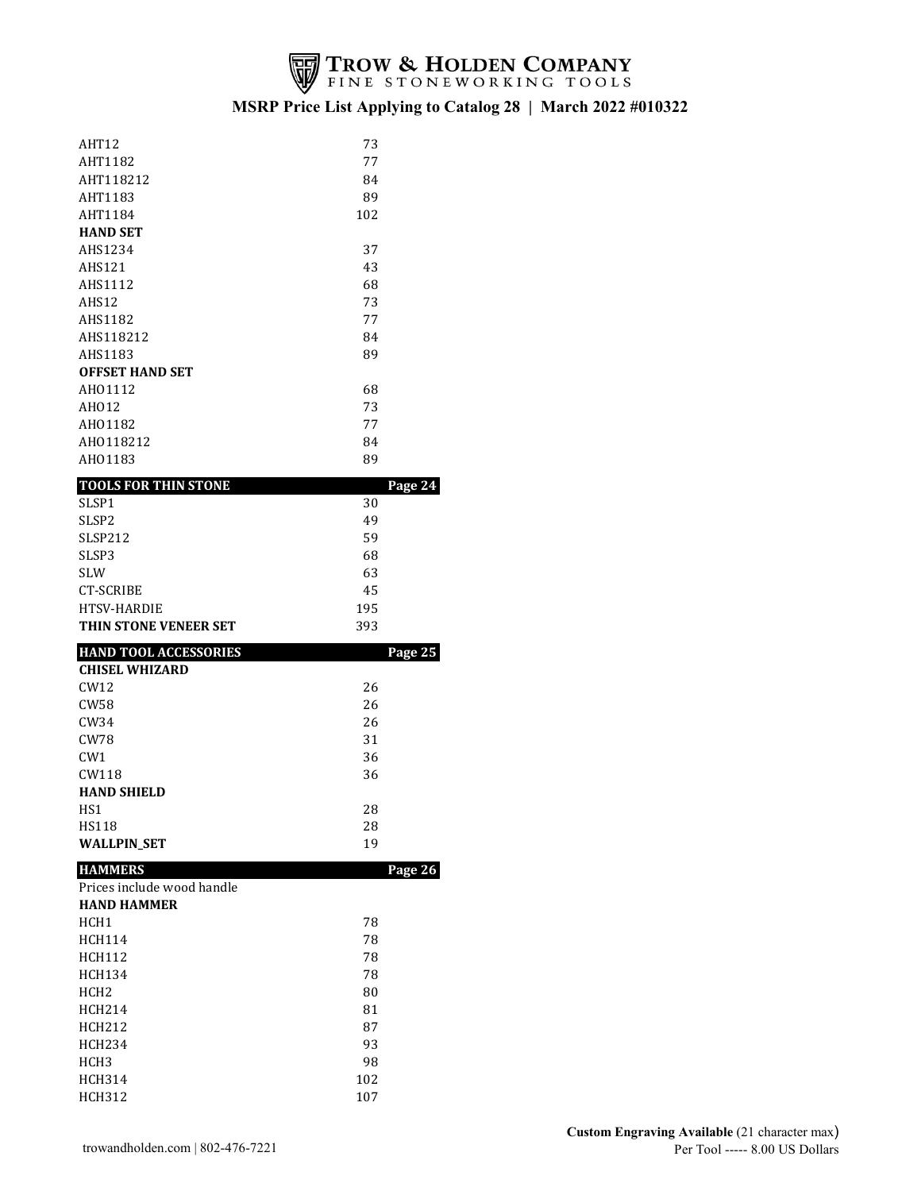# TROW & HOLDEN COMPANY
FINE STONEWORKING TOOLS

## MSRP Price List Applying to Catalog 28 | March 2022 #010322

| | |
|---|---|
| AHT12 | 73 |
| AHT1182 | 77 |
| AHT118212 | 84 |
| AHT1183 | 89 |
| AHT1184 | 102 |
| **HAND SET** | |
| AHS1234 | 37 |
| AHS121 | 43 |
| AHS1112 | 68 |
| AHS12 | 73 |
| AHS1182 | 77 |
| AHS118212 | 84 |
| AHS1183 | 89 |
| **OFFSET HAND SET** | |
| AHO1112 | 68 |
| AHO12 | 73 |
| AHO1182 | 77 |
| AHO118212 | 84 |
| AHO1183 | 89 |

| **TOOLS FOR THIN STONE** | **Page 24** |
|---|---|
| SLSP1 | 30 |
| SLSP2 | 49 |
| SLSP212 | 59 |
| SLSP3 | 68 |
| SLW | 63 |
| CT-SCRIBE | 45 |
| HTSV-HARDIE | 195 |
| **THIN STONE VENEER SET** | 393 |

| **HAND TOOL ACCESSORIES** | **Page 25** |
|---|---|
| **CHISEL WHIZARD** | |
| CW12 | 26 |
| CW58 | 26 |
| CW34 | 26 |
| CW78 | 31 |
| CW1 | 36 |
| CW118 | 36 |
| **HAND SHIELD** | |
| HS1 | 28 |
| HS118 | 28 |
| **WALLPIN_SET** | 19 |

| **HAMMERS** | **Page 26** |
|---|---|
| Prices include wood handle | |
| **HAND HAMMER** | |
| HCH1 | 78 |
| HCH114 | 78 |
| HCH112 | 78 |
| HCH134 | 78 |
| HCH2 | 80 |
| HCH214 | 81 |
| HCH212 | 87 |
| HCH234 | 93 |
| HCH3 | 98 |
| HCH314 | 102 |
| HCH312 | 107 |

trowandholden.com | 802-476-7221

**Custom Engraving Available** (21 character max)
Per Tool ----- 8.00 US Dollars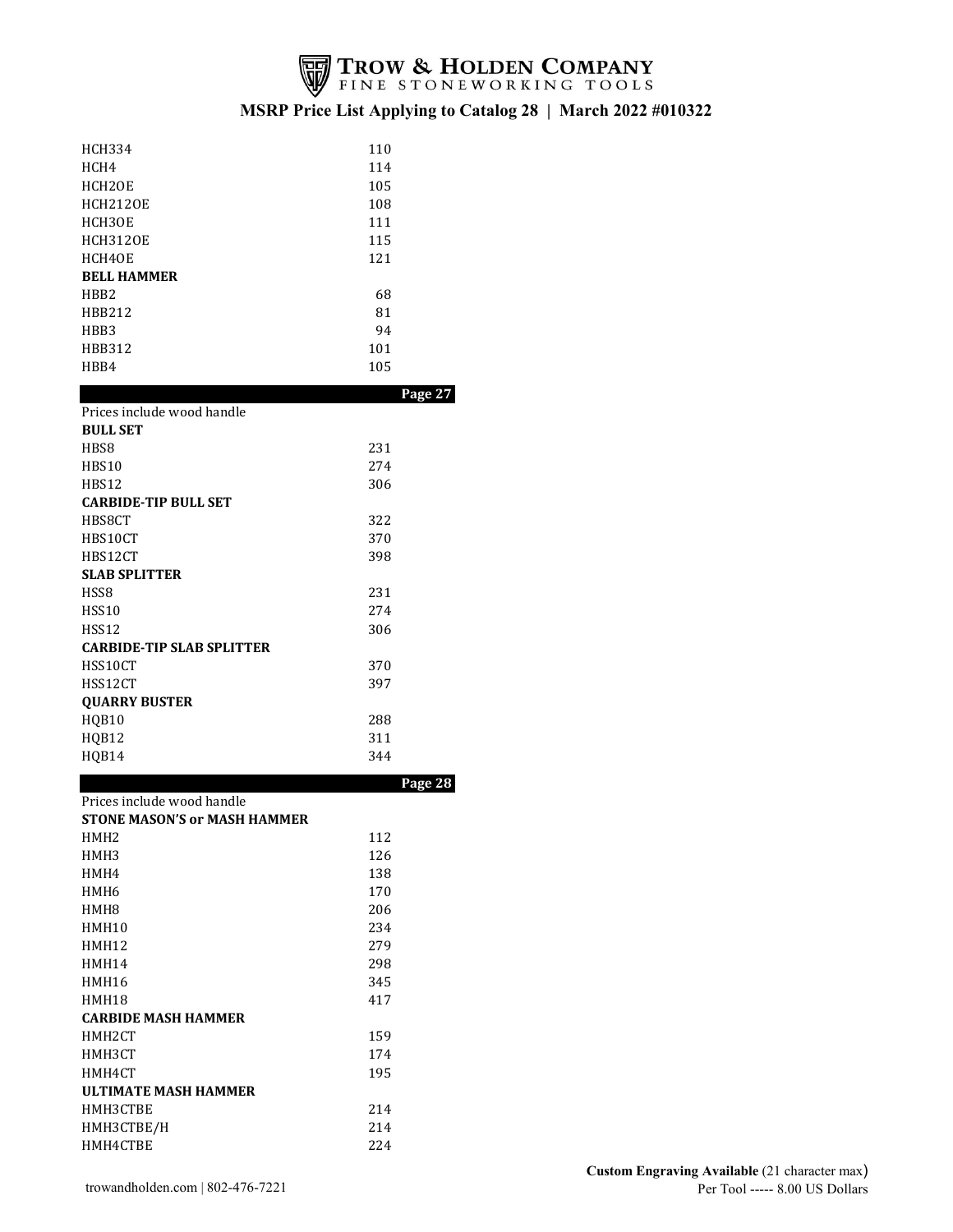# TROW & HOLDEN COMPANY
FINE STONEWORKING TOOLS

## MSRP Price List Applying to Catalog 28 | March 2022 #010322

| | |
|---|---|
| HCH334 | 110 |
| HCH4 | 114 |
| HCH2OE | 105 |
| HCH212OE | 108 |
| HCH3OE | 111 |
| HCH312OE | 115 |
| HCH4OE | 121 |
| **BELL HAMMER** | |
| HBB2 | 68 |
| HBB212 | 81 |
| HBB3 | 94 |
| HBB312 | 101 |
| HBB4 | 105 |

**Page 27**

Prices include wood handle

| | |
|---|---|
| **BULL SET** | |
| HBS8 | 231 |
| HBS10 | 274 |
| HBS12 | 306 |
| **CARBIDE-TIP BULL SET** | |
| HBS8CT | 322 |
| HBS10CT | 370 |
| HBS12CT | 398 |
| **SLAB SPLITTER** | |
| HSS8 | 231 |
| HSS10 | 274 |
| HSS12 | 306 |
| **CARBIDE-TIP SLAB SPLITTER** | |
| HSS10CT | 370 |
| HSS12CT | 397 |
| **QUARRY BUSTER** | |
| HQB10 | 288 |
| HQB12 | 311 |
| HQB14 | 344 |

**Page 28**

Prices include wood handle

| | |
|---|---|
| **STONE MASON'S or MASH HAMMER** | |
| HMH2 | 112 |
| HMH3 | 126 |
| HMH4 | 138 |
| HMH6 | 170 |
| HMH8 | 206 |
| HMH10 | 234 |
| HMH12 | 279 |
| HMH14 | 298 |
| HMH16 | 345 |
| HMH18 | 417 |
| **CARBIDE MASH HAMMER** | |
| HMH2CT | 159 |
| HMH3CT | 174 |
| HMH4CT | 195 |
| **ULTIMATE MASH HAMMER** | |
| HMH3CTBE | 214 |
| HMH3CTBE/H | 214 |
| HMH4CTBE | 224 |

trowandholden.com | 802-476-7221

**Custom Engraving Available** (21 character max)
Per Tool ----- 8.00 US Dollars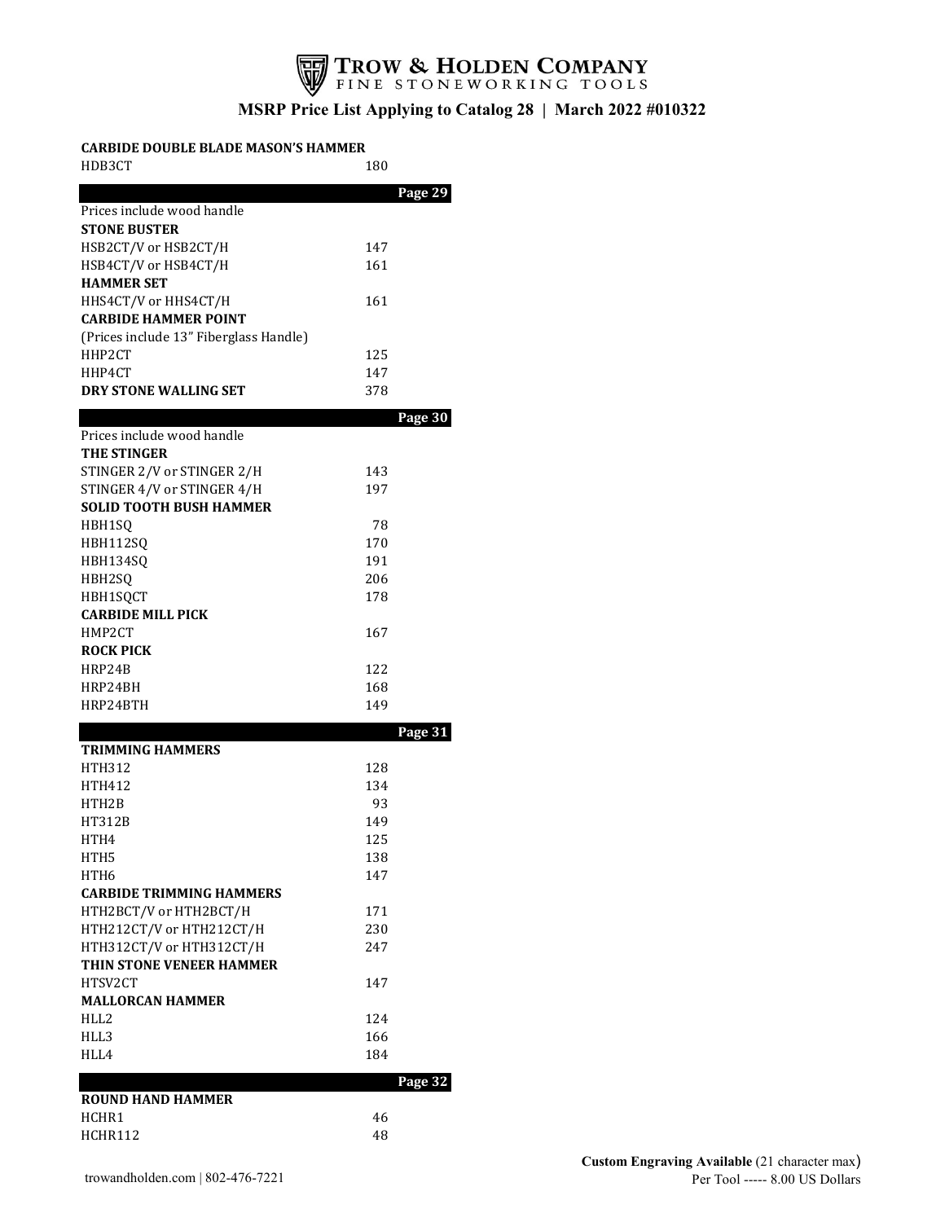# TROW & HOLDEN COMPANY
FINE STONEWORKING TOOLS

## MSRP Price List Applying to Catalog 28 | March 2022 #010322

**CARBIDE DOUBLE BLADE MASON'S HAMMER**

| | |
|---|---|
| HDB3CT | 180 |

**Page 29**

Prices include wood handle

**STONE BUSTER**

| | |
|---|---|
| HSB2CT/V or HSB2CT/H | 147 |
| HSB4CT/V or HSB4CT/H | 161 |

**HAMMER SET**

| | |
|---|---|
| HHS4CT/V or HHS4CT/H | 161 |

**CARBIDE HAMMER POINT**

(Prices include 13" Fiberglass Handle)

| | |
|---|---|
| HHP2CT | 125 |
| HHP4CT | 147 |
| **DRY STONE WALLING SET** | 378 |

**Page 30**

Prices include wood handle

**THE STINGER**

| | |
|---|---|
| STINGER 2/V or STINGER 2/H | 143 |
| STINGER 4/V or STINGER 4/H | 197 |

**SOLID TOOTH BUSH HAMMER**

| | |
|---|---|
| HBH1SQ | 78 |
| HBH112SQ | 170 |
| HBH134SQ | 191 |
| HBH2SQ | 206 |
| HBH1SQCT | 178 |

**CARBIDE MILL PICK**

| | |
|---|---|
| HMP2CT | 167 |

**ROCK PICK**

| | |
|---|---|
| HRP24B | 122 |
| HRP24BH | 168 |
| HRP24BTH | 149 |

**Page 31**

**TRIMMING HAMMERS**

| | |
|---|---|
| HTH312 | 128 |
| HTH412 | 134 |
| HTH2B | 93 |
| HT312B | 149 |
| HTH4 | 125 |
| HTH5 | 138 |
| HTH6 | 147 |

**CARBIDE TRIMMING HAMMERS**

| | |
|---|---|
| HTH2BCT/V or HTH2BCT/H | 171 |
| HTH212CT/V or HTH212CT/H | 230 |
| HTH312CT/V or HTH312CT/H | 247 |

**THIN STONE VENEER HAMMER**

| | |
|---|---|
| HTSV2CT | 147 |

**MALLORCAN HAMMER**

| | |
|---|---|
| HLL2 | 124 |
| HLL3 | 166 |
| HLL4 | 184 |

**Page 32**

**ROUND HAND HAMMER**

| | |
|---|---|
| HCHR1 | 46 |
| HCHR112 | 48 |

trowandholden.com | 802-476-7221

**Custom Engraving Available** (21 character max)
Per Tool ----- 8.00 US Dollars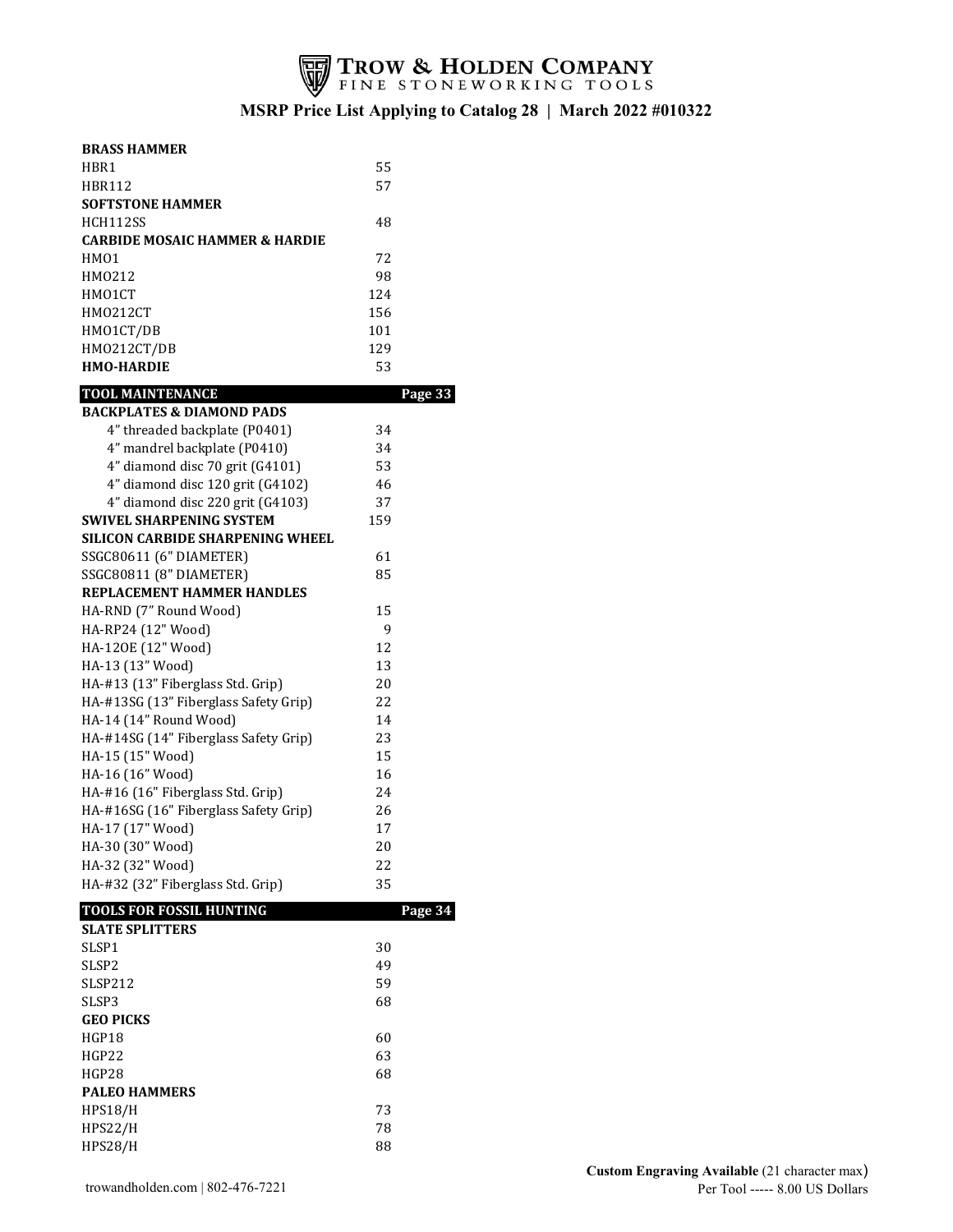# TROW & HOLDEN COMPANY
FINE STONEWORKING TOOLS

## MSRP Price List Applying to Catalog 28 | March 2022 #010322

| **BRASS HAMMER** | |
|---|---|
| HBR1 | 55 |
| HBR112 | 57 |
| **SOFTSTONE HAMMER** | |
| HCH112SS | 48 |
| **CARBIDE MOSAIC HAMMER & HARDIE** | |
| HMO1 | 72 |
| HMO212 | 98 |
| HMO1CT | 124 |
| HMO212CT | 156 |
| HMO1CT/DB | 101 |
| HMO212CT/DB | 129 |
| **HMO-HARDIE** | 53 |

| **TOOL MAINTENANCE** | **Page 33** |
|---|---|
| **BACKPLATES & DIAMOND PADS** | |
| 4” threaded backplate (P0401) | 34 |
| 4” mandrel backplate (P0410) | 34 |
| 4” diamond disc 70 grit (G4101) | 53 |
| 4” diamond disc 120 grit (G4102) | 46 |
| 4” diamond disc 220 grit (G4103) | 37 |
| **SWIVEL SHARPENING SYSTEM** | 159 |
| **SILICON CARBIDE SHARPENING WHEEL** | |
| SSGC80611 (6" DIAMETER) | 61 |
| SSGC80811 (8" DIAMETER) | 85 |
| **REPLACEMENT HAMMER HANDLES** | |
| HA-RND (7” Round Wood) | 15 |
| HA-RP24 (12" Wood) | 9 |
| HA-12OE (12" Wood) | 12 |
| HA-13 (13" Wood) | 13 |
| HA-#13 (13” Fiberglass Std. Grip) | 20 |
| HA-#13SG (13” Fiberglass Safety Grip) | 22 |
| HA-14 (14” Round Wood) | 14 |
| HA-#14SG (14" Fiberglass Safety Grip) | 23 |
| HA-15 (15" Wood) | 15 |
| HA-16 (16" Wood) | 16 |
| HA-#16 (16" Fiberglass Std. Grip) | 24 |
| HA-#16SG (16" Fiberglass Safety Grip) | 26 |
| HA-17 (17" Wood) | 17 |
| HA-30 (30" Wood) | 20 |
| HA-32 (32" Wood) | 22 |
| HA-#32 (32” Fiberglass Std. Grip) | 35 |

| **TOOLS FOR FOSSIL HUNTING** | **Page 34** |
|---|---|
| **SLATE SPLITTERS** | |
| SLSP1 | 30 |
| SLSP2 | 49 |
| SLSP212 | 59 |
| SLSP3 | 68 |
| **GEO PICKS** | |
| HGP18 | 60 |
| HGP22 | 63 |
| HGP28 | 68 |
| **PALEO HAMMERS** | |
| HPS18/H | 73 |
| HPS22/H | 78 |
| HPS28/H | 88 |

trowandholden.com | 802-476-7221

**Custom Engraving Available** (21 character max)
Per Tool ----- 8.00 US Dollars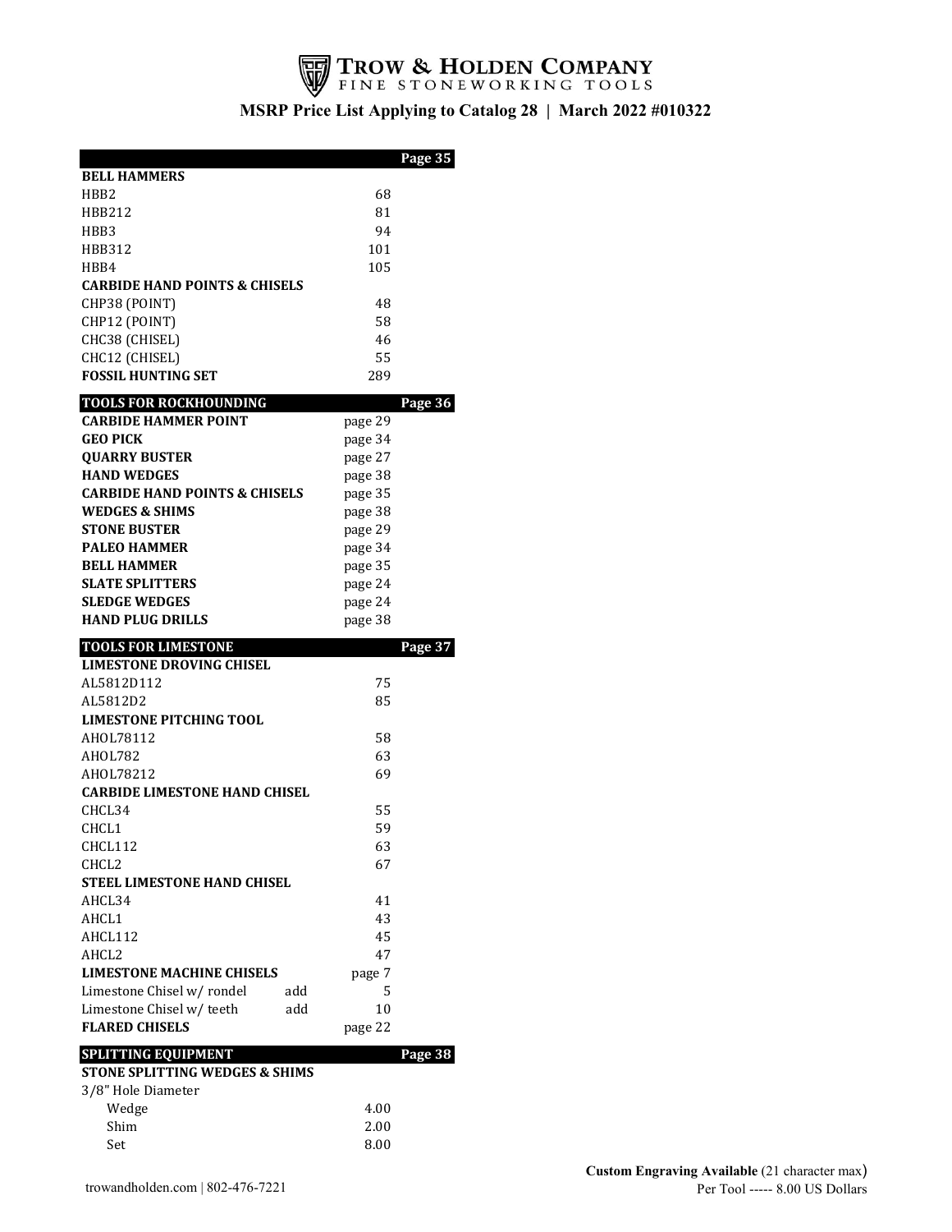# TROW & HOLDEN COMPANY
FINE STONEWORKING TOOLS

## MSRP Price List Applying to Catalog 28 | March 2022 #010322

| | | Page 35 |
|---|---|---|
| **BELL HAMMERS** | | |
| HBB2 | 68 | |
| HBB212 | 81 | |
| HBB3 | 94 | |
| HBB312 | 101 | |
| HBB4 | 105 | |
| **CARBIDE HAND POINTS & CHISELS** | | |
| CHP38 (POINT) | 48 | |
| CHP12 (POINT) | 58 | |
| CHC38 (CHISEL) | 46 | |
| CHC12 (CHISEL) | 55 | |
| **FOSSIL HUNTING SET** | 289 | |

| TOOLS FOR ROCKHOUNDING | | Page 36 |
|---|---|---|
| **CARBIDE HAMMER POINT** | page 29 | |
| **GEO PICK** | page 34 | |
| **QUARRY BUSTER** | page 27 | |
| **HAND WEDGES** | page 38 | |
| **CARBIDE HAND POINTS & CHISELS** | page 35 | |
| **WEDGES & SHIMS** | page 38 | |
| **STONE BUSTER** | page 29 | |
| **PALEO HAMMER** | page 34 | |
| **BELL HAMMER** | page 35 | |
| **SLATE SPLITTERS** | page 24 | |
| **SLEDGE WEDGES** | page 24 | |
| **HAND PLUG DRILLS** | page 38 | |

| TOOLS FOR LIMESTONE | | | Page 37 |
|---|---|---|---|
| **LIMESTONE DROVING CHISEL** | | | |
| AL5812D112 | | 75 | |
| AL5812D2 | | 85 | |
| **LIMESTONE PITCHING TOOL** | | | |
| AHOL78112 | | 58 | |
| AHOL782 | | 63 | |
| AHOL78212 | | 69 | |
| **CARBIDE LIMESTONE HAND CHISEL** | | | |
| CHCL34 | | 55 | |
| CHCL1 | | 59 | |
| CHCL112 | | 63 | |
| CHCL2 | | 67 | |
| **STEEL LIMESTONE HAND CHISEL** | | | |
| AHCL34 | | 41 | |
| AHCL1 | | 43 | |
| AHCL112 | | 45 | |
| AHCL2 | | 47 | |
| **LIMESTONE MACHINE CHISELS** | | page 7 | |
| Limestone Chisel w/ rondel | add | 5 | |
| Limestone Chisel w/ teeth | add | 10 | |
| **FLARED CHISELS** | | page 22 | |

| SPLITTING EQUIPMENT | | Page 38 |
|---|---|---|
| **STONE SPLITTING WEDGES & SHIMS** | | |
| 3/8" Hole Diameter | | |
| Wedge | 4.00 | |
| Shim | 2.00 | |
| Set | 8.00 | |

trowandholden.com | 802-476-7221

**Custom Engraving Available** (21 character max)
Per Tool ----- 8.00 US Dollars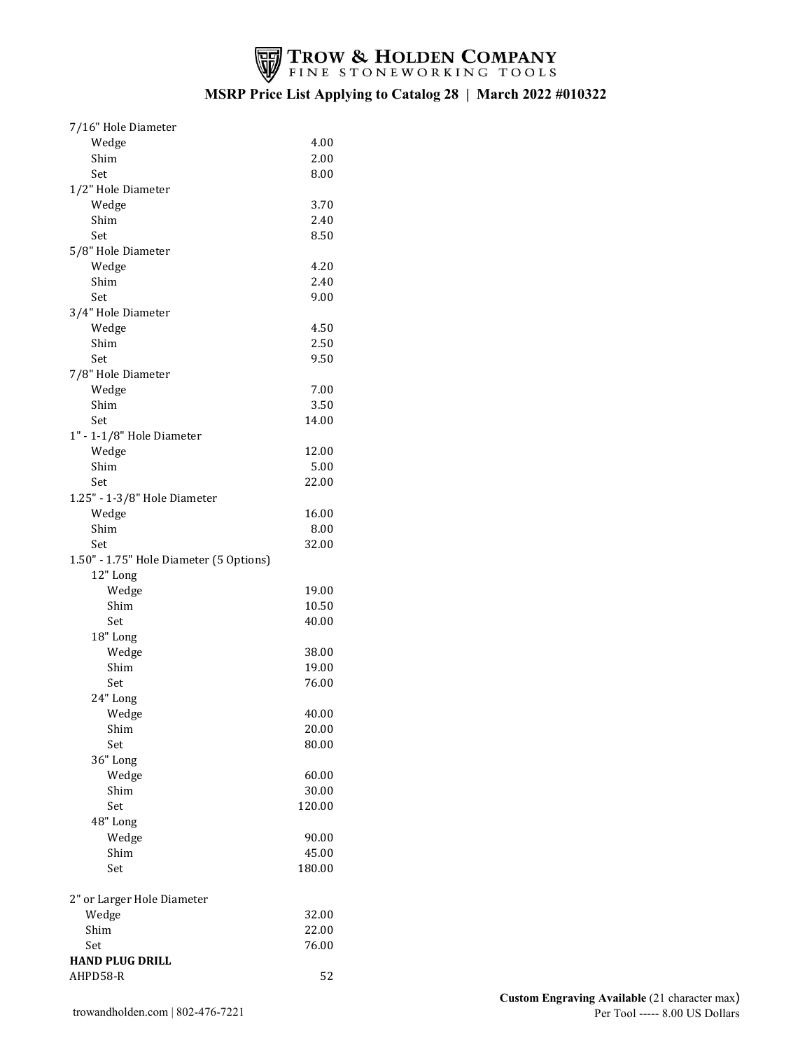# TROW & HOLDEN COMPANY
FINE STONEWORKING TOOLS

## MSRP Price List Applying to Catalog 28 | March 2022 #010322

| Item | Price |
|---|---|
| 7/16" Hole Diameter | |
| Wedge | 4.00 |
| Shim | 2.00 |
| Set | 8.00 |
| 1/2" Hole Diameter | |
| Wedge | 3.70 |
| Shim | 2.40 |
| Set | 8.50 |
| 5/8" Hole Diameter | |
| Wedge | 4.20 |
| Shim | 2.40 |
| Set | 9.00 |
| 3/4" Hole Diameter | |
| Wedge | 4.50 |
| Shim | 2.50 |
| Set | 9.50 |
| 7/8" Hole Diameter | |
| Wedge | 7.00 |
| Shim | 3.50 |
| Set | 14.00 |
| 1" - 1-1/8" Hole Diameter | |
| Wedge | 12.00 |
| Shim | 5.00 |
| Set | 22.00 |
| 1.25" - 1-3/8" Hole Diameter | |
| Wedge | 16.00 |
| Shim | 8.00 |
| Set | 32.00 |
| 1.50" - 1.75" Hole Diameter (5 Options) | |
| 12" Long | |
| Wedge | 19.00 |
| Shim | 10.50 |
| Set | 40.00 |
| 18" Long | |
| Wedge | 38.00 |
| Shim | 19.00 |
| Set | 76.00 |
| 24" Long | |
| Wedge | 40.00 |
| Shim | 20.00 |
| Set | 80.00 |
| 36" Long | |
| Wedge | 60.00 |
| Shim | 30.00 |
| Set | 120.00 |
| 48" Long | |
| Wedge | 90.00 |
| Shim | 45.00 |
| Set | 180.00 |
| 2" or Larger Hole Diameter | |
| Wedge | 32.00 |
| Shim | 22.00 |
| Set | 76.00 |
| **HAND PLUG DRILL** | |
| AHPD58-R | 52 |

trowandholden.com | 802-476-7221

**Custom Engraving Available** (21 character max)
Per Tool ----- 8.00 US Dollars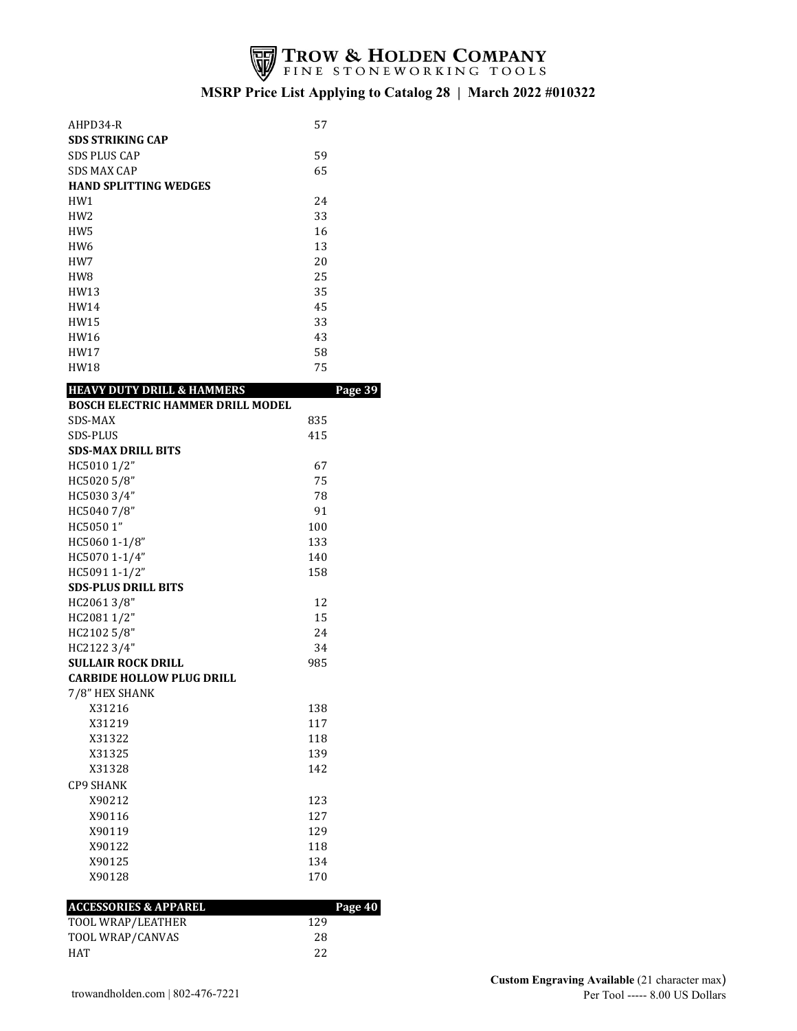# TROW & HOLDEN COMPANY
FINE STONEWORKING TOOLS

## MSRP Price List Applying to Catalog 28 | March 2022 #010322

| | |
|---|---|
| AHPD34-R | 57 |
| **SDS STRIKING CAP** | |
| SDS PLUS CAP | 59 |
| SDS MAX CAP | 65 |
| **HAND SPLITTING WEDGES** | |
| HW1 | 24 |
| HW2 | 33 |
| HW5 | 16 |
| HW6 | 13 |
| HW7 | 20 |
| HW8 | 25 |
| HW13 | 35 |
| HW14 | 45 |
| HW15 | 33 |
| HW16 | 43 |
| HW17 | 58 |
| HW18 | 75 |

| **HEAVY DUTY DRILL & HAMMERS** | **Page 39** |
|---|---|
| **BOSCH ELECTRIC HAMMER DRILL MODEL** | |
| SDS-MAX | 835 |
| SDS-PLUS | 415 |
| **SDS-MAX DRILL BITS** | |
| HC5010 1/2" | 67 |
| HC5020 5/8" | 75 |
| HC5030 3/4" | 78 |
| HC5040 7/8" | 91 |
| HC5050 1" | 100 |
| HC5060 1-1/8" | 133 |
| HC5070 1-1/4" | 140 |
| HC5091 1-1/2" | 158 |
| **SDS-PLUS DRILL BITS** | |
| HC2061 3/8" | 12 |
| HC2081 1/2" | 15 |
| HC2102 5/8" | 24 |
| HC2122 3/4" | 34 |
| **SULLAIR ROCK DRILL** | 985 |
| **CARBIDE HOLLOW PLUG DRILL** | |
| 7/8" HEX SHANK | |
| X31216 | 138 |
| X31219 | 117 |
| X31322 | 118 |
| X31325 | 139 |
| X31328 | 142 |
| CP9 SHANK | |
| X90212 | 123 |
| X90116 | 127 |
| X90119 | 129 |
| X90122 | 118 |
| X90125 | 134 |
| X90128 | 170 |

| **ACCESSORIES & APPAREL** | **Page 40** |
|---|---|
| TOOL WRAP/LEATHER | 129 |
| TOOL WRAP/CANVAS | 28 |
| HAT | 22 |

trowandholden.com | 802-476-7221

**Custom Engraving Available** (21 character max)
Per Tool ----- 8.00 US Dollars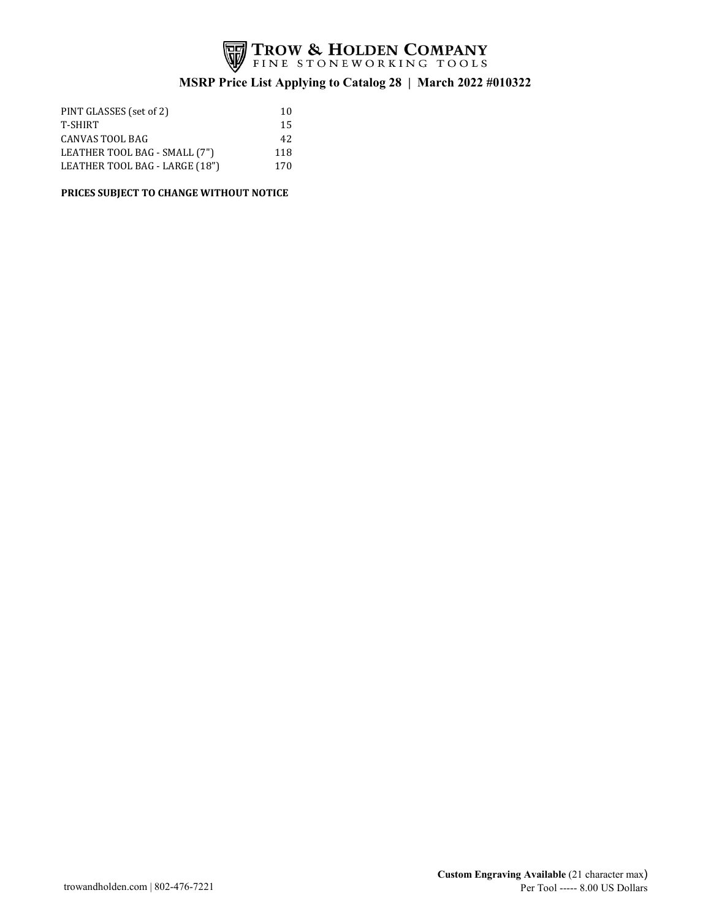# TROW & HOLDEN COMPANY
FINE STONEWORKING TOOLS

## MSRP Price List Applying to Catalog 28 | March 2022 #010322

| | |
|---|---|
| PINT GLASSES (set of 2) | 10 |
| T-SHIRT | 15 |
| CANVAS TOOL BAG | 42 |
| LEATHER TOOL BAG - SMALL (7") | 118 |
| LEATHER TOOL BAG - LARGE (18") | 170 |

**PRICES SUBJECT TO CHANGE WITHOUT NOTICE**

trowandholden.com | 802-476-7221

**Custom Engraving Available** (21 character max)
Per Tool ----- 8.00 US Dollars